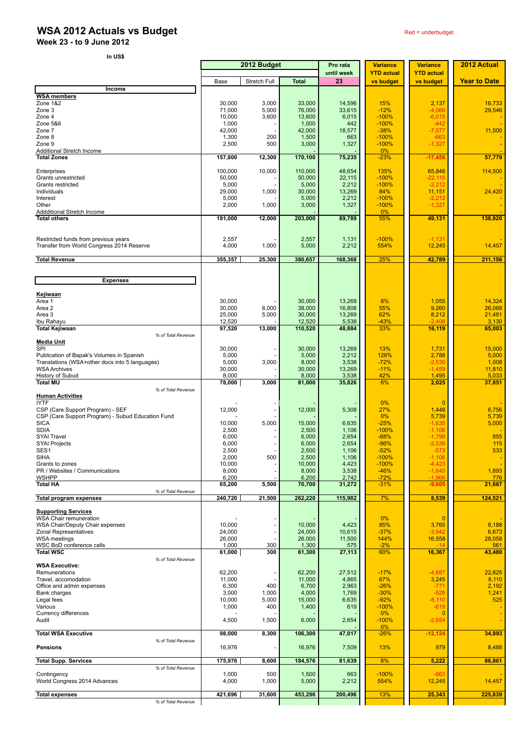# WSA 2012 Actuals vs Budget

## Week 23 - to 9 June 2012

Red = underbudget

In US$

| | 2012 Budget | | | Pro rata until week | Variance YTD actual | Variance YTD actual | 2012 Actual |
|---|---|---|---|---|---|---|---|
| | Base | Stretch Full | Total | 23 | vs budget | vs budget | Year to Date |
| **Income** | | | | | | | |
| **WSA members** | | | | | | | |
| Zone 1&2 | 30,000 | 3,000 | 33,000 | 14,596 | 15% | 2,137 | 16,733 |
| Zone 3 | 71,000 | 5,000 | 76,000 | 33,615 | -12% | -4,069 | 29,546 |
| Zone 4 | 10,000 | 3,600 | 13,600 | 6,015 | -100% | -6,015 | - |
| Zone 5&6 | 1,000 | - | 1,000 | 442 | -100% | -442 | - |
| Zone 7 | 42,000 | - | 42,000 | 18,577 | -38% | -7,077 | 11,500 |
| Zone 8 | 1,300 | 200 | 1,500 | 663 | -100% | -663 | - |
| Zone 9 | 2,500 | 500 | 3,000 | 1,327 | -100% | -1,327 | - |
| Additional Stretch Income | | | - | - | 0% | | - |
| **Total Zones** | **157,800** | **12,300** | **170,100** | **75,235** | -23% | **-17,456** | **57,779** |
| Enterprises | 100,000 | 10,000 | 110,000 | 48,654 | 135% | 65,846 | 114,500 |
| Grants unrestricted | 50,000 | - | 50,000 | 22,115 | -100% | -22,115 | - |
| Grants restricted | 5,000 | - | 5,000 | 2,212 | -100% | -2,212 | - |
| Individuals | 29,000 | 1,000 | 30,000 | 13,269 | 84% | 11,151 | 24,420 |
| Interest | 5,000 | - | 5,000 | 2,212 | -100% | -2,212 | - |
| Other | 2,000 | 1,000 | 3,000 | 1,327 | -100% | -1,327 | - |
| Addditional Stretch Income | | | - | - | 0% | | |
| **Total others** | **191,000** | **12,000** | **203,000** | **89,789** | 55% | **49,131** | **138,920** |
| Restricted funds from previous years | 2,557 | - | 2,557 | 1,131 | -100% | -1,131 | - |
| Transfer from World Congress 2014 Reserve | 4,000 | 1,000 | 5,000 | 2,212 | 554% | 12,245 | 14,457 |
| **Total Revenue** | **355,357** | **25,300** | **380,657** | **168,368** | 25% | **42,789** | **211,156** |
| **Expenses** | | | | | | | |
| **Kejiwaan** | | | | | | | |
| Area 1 | 30,000 | - | 30,000 | 13,269 | 8% | 1,055 | 14,324 |
| Area 2 | 30,000 | 8,000 | 38,000 | 16,808 | 55% | 9,260 | 26,068 |
| Area 3 | 25,000 | 5,000 | 30,000 | 13,269 | 62% | 8,212 | 21,481 |
| Ibu Rahayu | 12,520 | - | 12,520 | 5,538 | -43% | -2,408 | 3,130 |
| **Total Kejiwaan** | **97,520** | **13,000** | **110,520** | **48,884** | 33% | **16,119** | **65,003** |
| *% of Total Revenue* | | | | | | | |
| **Media Unit** | | | | | | | |
| SPI | 30,000 | - | 30,000 | 13,269 | 13% | 1,731 | 15,000 |
| Publication of Bapak's Volumes in Spanish | 5,000 | - | 5,000 | 2,212 | 126% | 2,788 | 5,000 |
| Translations (WSA+other docs into 5 languages) | 5,000 | 3,000 | 8,000 | 3,538 | -72% | -2,530 | 1,008 |
| WSA Archives | 30,000 | - | 30,000 | 13,269 | -11% | -1,459 | 11,810 |
| History of Subud | 8,000 | - | 8,000 | 3,538 | 42% | 1,495 | 5,033 |
| **Total MU** | **78,000** | **3,000** | **81,000** | **35,826** | 6% | **2,025** | **37,851** |
| *% of Total Revenue* | | | | | | | |
| **Human Activities** | | | | | | | |
| IYTF | - | - | - | - | 0% | 0 | - |
| CSP (Care Support Program) - SEF | 12,000 | - | 12,000 | 5,308 | 27% | 1,448 | 6,756 |
| CSP (Care Support Program) - Subud Education Fund | - | - | - | - | 0% | 5,739 | 5,739 |
| SICA | 10,000 | 5,000 | 15,000 | 6,635 | -25% | -1,635 | 5,000 |
| SDIA | 2,500 | - | 2,500 | 1,106 | -100% | -1,106 | - |
| SYAI Travel | 6,000 | - | 6,000 | 2,654 | -68% | -1,799 | 855 |
| SYAI Projects | 6,000 | - | 6,000 | 2,654 | -96% | -2,539 | 115 |
| SES1 | 2,500 | - | 2,500 | 1,106 | -52% | -573 | 533 |
| SIHA | 2,000 | 500 | 2,500 | 1,106 | -100% | -1,106 | - |
| Grants to zones | 10,000 | - | 10,000 | 4,423 | -100% | -4,423 | - |
| PR / Websites / Communications | 8,000 | - | 8,000 | 3,538 | -46% | -1,645 | 1,893 |
| WSHPP | 6,200 | - | 6,200 | 2,742 | -72% | -1,966 | 776 |
| **Total HA** | **65,200** | **5,500** | **70,700** | **31,272** | -31% | **-9,605** | **21,667** |
| *% of Total Revenue* | | | | | | | |
| **Total program expenses** | **240,720** | **21,500** | **262,220** | **115,982** | 7% | **8,539** | **124,521** |
| **Supporting Services** | | | | | | | |
| WSA Chair remuneration | - | - | - | - | 0% | 0 | - |
| WSA Chair/Deputy Chair expenses | 10,000 | - | 10,000 | 4,423 | 85% | 3,765 | 8,188 |
| Zonal Representatives | 24,000 | - | 24,000 | 10,615 | -37% | -3,942 | 6,673 |
| WSA meetings | 26,000 | - | 26,000 | 11,500 | 144% | 16,558 | 28,058 |
| WSC BoD conference calls | 1,000 | 300 | 1,300 | 575 | -2% | -14 | 561 |
| **Total WSC** | **61,000** | **300** | **61,300** | **27,113** | 60% | **16,367** | **43,480** |
| *% of Total Revenue* | | | | | | | |
| **WSA Executive:** | | | | | | | |
| Remunerations | 62,200 | - | 62,200 | 27,512 | -17% | -4,687 | 22,825 |
| Travel, accomodation | 11,000 | - | 11,000 | 4,865 | 67% | 3,245 | 8,110 |
| Office and admin expenses | 6,300 | 400 | 6,700 | 2,963 | -26% | -771 | 2,192 |
| Bank charges | 3,000 | 1,000 | 4,000 | 1,769 | -30% | -528 | 1,241 |
| Legal fees | 10,000 | 5,000 | 15,000 | 6,635 | -92% | -6,110 | 525 |
| Various | 1,000 | 400 | 1,400 | 619 | -100% | -619 | - |
| Currency differences | - | - | - | - | 0% | 0 | - |
| Audit | 4,500 | 1,500 | 6,000 | 2,654 | -100% | -2,654 | - |
| | | | | - | 0% | | |
| **Total WSA Executive** | **98,000** | **8,300** | **106,300** | **47,017** | -26% | **-12,124** | **34,893** |
| *% of Total Revenue* | | | | | | | |
| **Pensions** | 16,976 | - | 16,976 | 7,509 | 13% | 979 | 8,488 |
| **Total Supp. Services** | **175,976** | **8,600** | **184,576** | **81,639** | 6% | **5,222** | **86,861** |
| *% of Total Revenue* | | | | | | | |
| Contingency | 1,000 | 500 | 1,500 | 663 | -100% | -663 | - |
| World Congress 2014 Advances | 4,000 | 1,000 | 5,000 | 2,212 | 554% | 12,245 | 14,457 |
| **Total expenses** | **421,696** | **31,600** | **453,296** | **200,496** | 13% | **25,343** | **225,839** |
| *% of Total Revenue* | | | | | | | |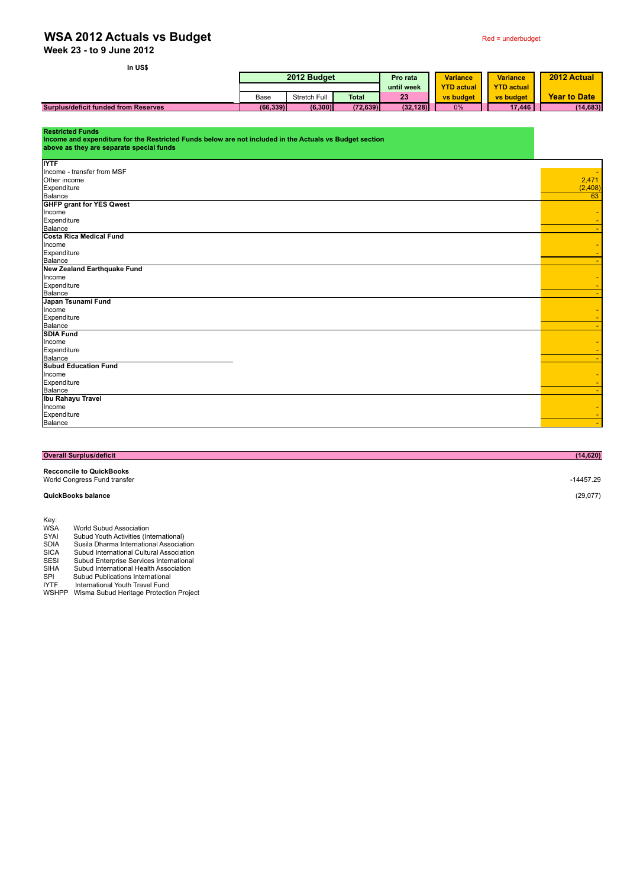# WSA 2012 Actuals vs Budget

**Week 23 - to 9 June 2012**

Red = underbudget

**In US$**

| | 2012 Budget | | | Pro rata until week | Variance YTD actual vs budget | Variance YTD actual vs budget | 2012 Actual |
|---|---|---|---|---|---|---|---|
| | Base | Stretch Full | Total | 23 | | | Year to Date |
| **Surplus/deficit funded from Reserves** | (66,339) | (6,300) | (72,639) | (32,128) | 0% | 17,446 | (14,683) |

**Restricted Funds**
**Income and expenditure for the Restricted Funds below are not included in the Actuals vs Budget section above as they are separate special funds**

| | |
|---|---|
| **IYTF** | |
| Income - transfer from MSF | - |
| Other income | 2,471 |
| Expenditure | (2,408) |
| Balance | 63 |
| **GHFP grant for YES Qwest** | |
| Income | - |
| Expenditure | - |
| Balance | - |
| **Costa Rica Medical Fund** | |
| Income | - |
| Expenditure | - |
| Balance | - |
| **New Zealand Earthquake Fund** | |
| Income | - |
| Expenditure | - |
| Balance | - |
| **Japan Tsunami Fund** | |
| Income | - |
| Expenditure | - |
| Balance | - |
| **SDIA Fund** | |
| Income | - |
| Expenditure | - |
| Balance | - |
| **Subud Education Fund** | |
| Income | - |
| Expenditure | - |
| Balance | - |
| **Ibu Rahayu Travel** | |
| Income | - |
| Expenditure | - |
| Balance | - |

| | |
|---|---|
| **Overall Surplus/deficit** | (14,620) |
| **Recconcile to QuickBooks** | |
| World Congress Fund transfer | -14457.29 |
| **QuickBooks balance** | (29,077) |

Key:

| | |
|---|---|
| WSA | World Subud Association |
| SYAI | Subud Youth Activities (International) |
| SDIA | Susila Dharma International Association |
| SICA | Subud International Cultural Association |
| SESI | Subud Enterprise Services International |
| SIHA | Subud International Health Association |
| SPI | Subud Publications International |
| IYTF | International Youth Travel Fund |
| WSHPP | Wisma Subud Heritage Protection Project |